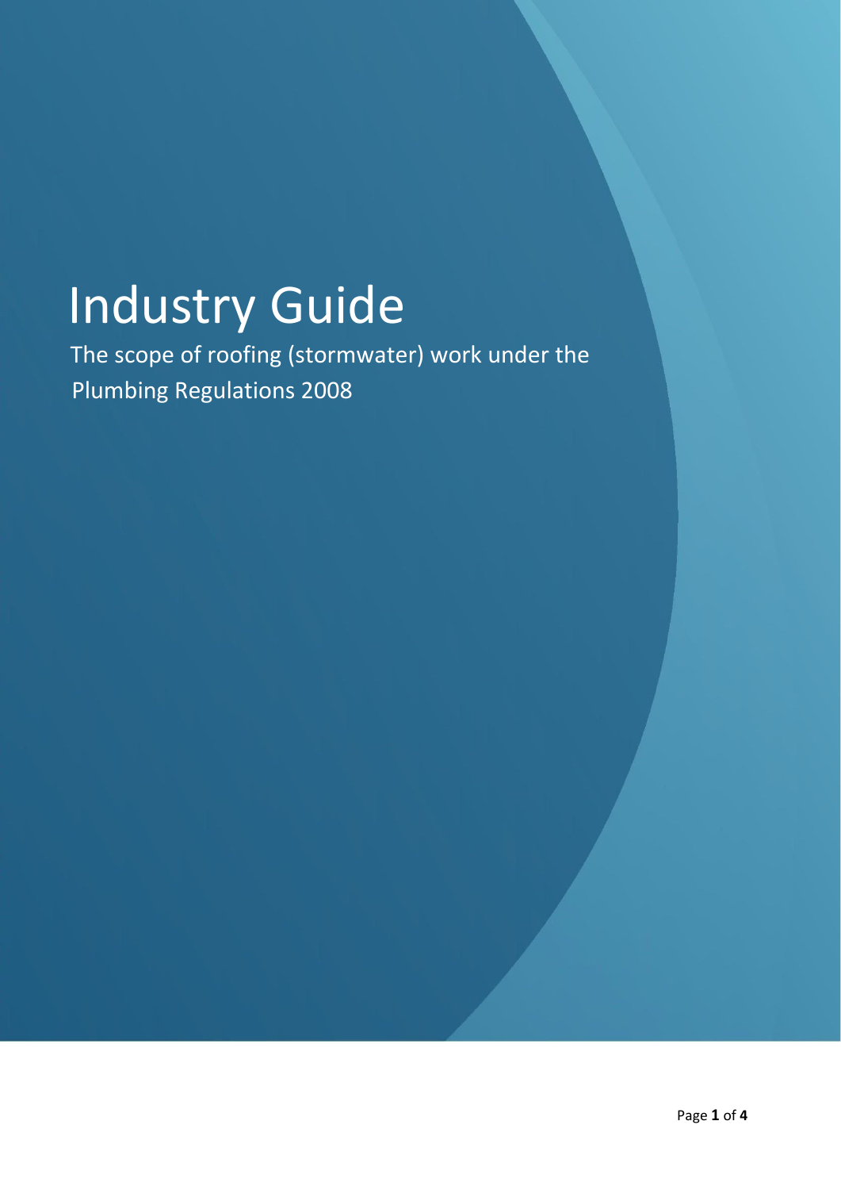# Industry Guide

The scope of roofing (stormwater) work under the Plumbing Regulations 2008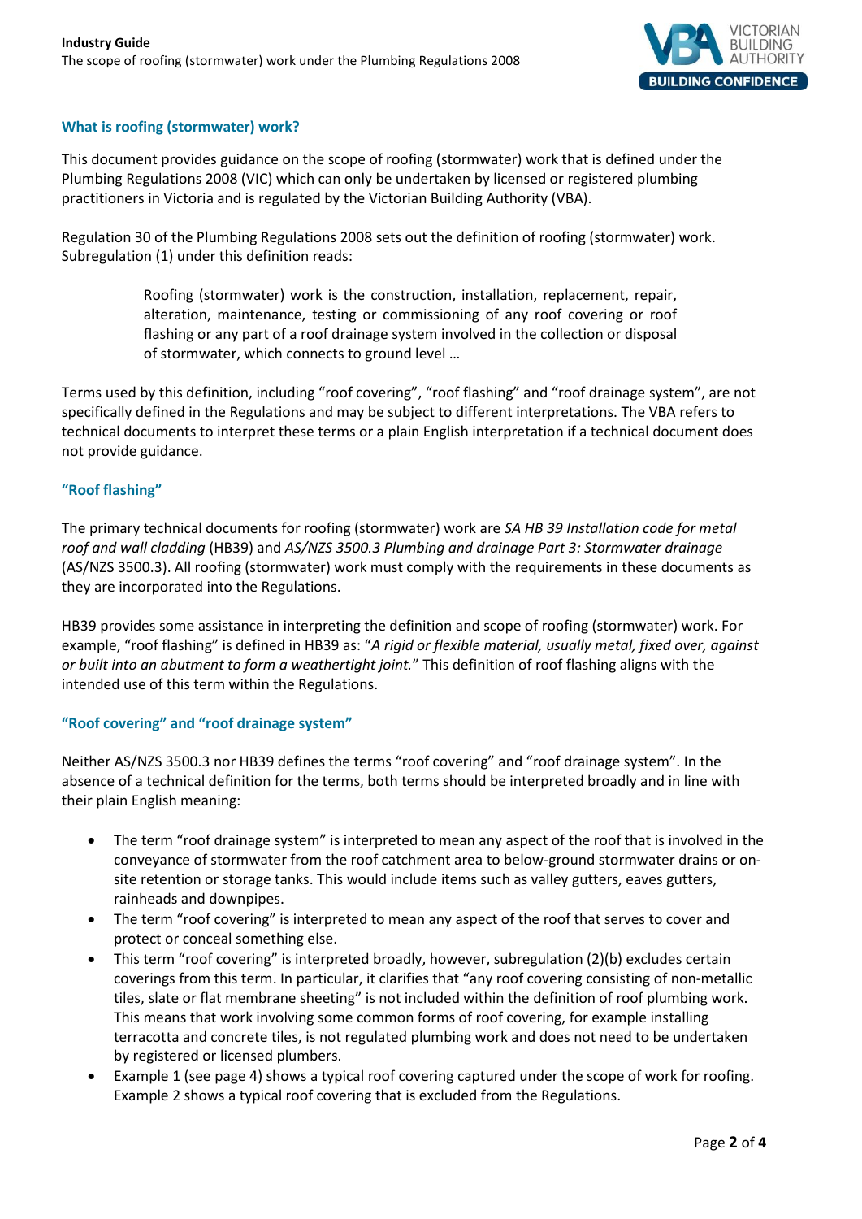### What is roofing (stormwater) work?

This document provides guidance on the scope of roofing (stormwater) work that is defined under the Plumbing Regulations 2008 (VIC) which can only be undertaken by licensed or registered plumbing practitioners in Victoria and is regulated by the Victorian Building Authority (VBA).

Regulation 30 of the Plumbing Regulations 2008 sets out the definition of roofing (stormwater) work. Subregulation (1) under this definition reads:

> Roofing (stormwater) work is the construction, installation, replacement, repair, alteration, maintenance, testing or commissioning of any roof covering or roof flashing or any part of a roof drainage system involved in the collection or disposal of stormwater, which connects to ground level …

Terms used by this definition, including "roof covering", "roof flashing" and "roof drainage system", are not specifically defined in the Regulations and may be subject to different interpretations. The VBA refers to technical documents to interpret these terms or a plain English interpretation if a technical document does not provide guidance.

### "Roof flashing"

The primary technical documents for roofing (stormwater) work are *SA HB 39 Installation code for metal roof and wall cladding* (HB39) and *AS/NZS 3500.3 Plumbing and drainage Part 3: Stormwater drainage* (AS/NZS 3500.3). All roofing (stormwater) work must comply with the requirements in these documents as they are incorporated into the Regulations.

HB39 provides some assistance in interpreting the definition and scope of roofing (stormwater) work. For example, "roof flashing" is defined in HB39 as: "*A rigid or flexible material, usually metal, fixed over, against or built into an abutment to form a weathertight joint.*" This definition of roof flashing aligns with the intended use of this term within the Regulations.

### "Roof covering" and "roof drainage system"

Neither AS/NZS 3500.3 nor HB39 defines the terms "roof covering" and "roof drainage system". In the absence of a technical definition for the terms, both terms should be interpreted broadly and in line with their plain English meaning:

- The term "roof drainage system" is interpreted to mean any aspect of the roof that is involved in the conveyance of stormwater from the roof catchment area to below-ground stormwater drains or on-site retention or storage tanks. This would include items such as valley gutters, eaves gutters, rainheads and downpipes.
- The term "roof covering" is interpreted to mean any aspect of the roof that serves to cover and protect or conceal something else.
- This term "roof covering" is interpreted broadly, however, subregulation (2)(b) excludes certain coverings from this term. In particular, it clarifies that "any roof covering consisting of non-metallic tiles, slate or flat membrane sheeting" is not included within the definition of roof plumbing work. This means that work involving some common forms of roof covering, for example installing terracotta and concrete tiles, is not regulated plumbing work and does not need to be undertaken by registered or licensed plumbers.
- Example 1 (see page 4) shows a typical roof covering captured under the scope of work for roofing. Example 2 shows a typical roof covering that is excluded from the Regulations.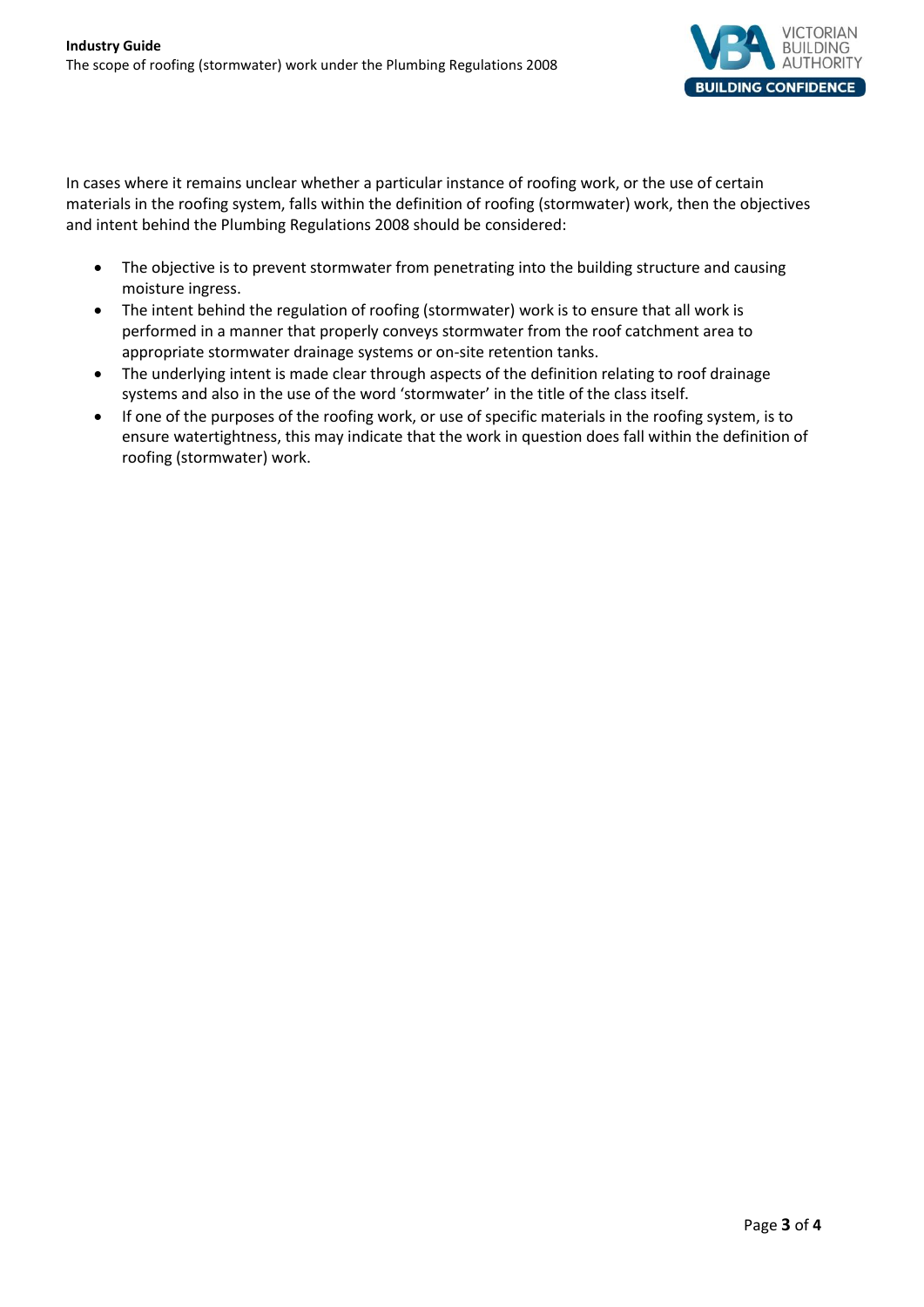In cases where it remains unclear whether a particular instance of roofing work, or the use of certain materials in the roofing system, falls within the definition of roofing (stormwater) work, then the objectives and intent behind the Plumbing Regulations 2008 should be considered:

- The objective is to prevent stormwater from penetrating into the building structure and causing moisture ingress.
- The intent behind the regulation of roofing (stormwater) work is to ensure that all work is performed in a manner that properly conveys stormwater from the roof catchment area to appropriate stormwater drainage systems or on-site retention tanks.
- The underlying intent is made clear through aspects of the definition relating to roof drainage systems and also in the use of the word 'stormwater' in the title of the class itself.
- If one of the purposes of the roofing work, or use of specific materials in the roofing system, is to ensure watertightness, this may indicate that the work in question does fall within the definition of roofing (stormwater) work.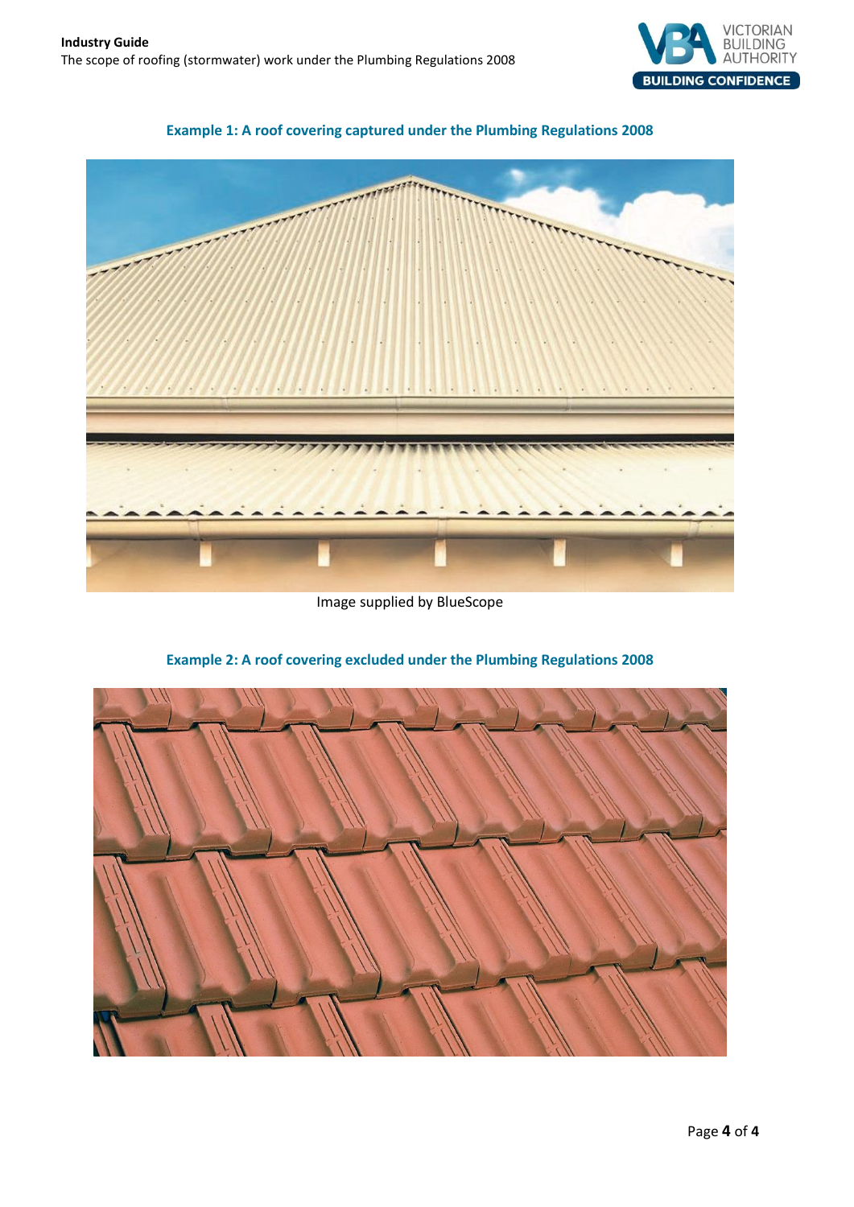**Example 1: A roof covering captured under the Plumbing Regulations 2008**

Image supplied by BlueScope

**Example 2: A roof covering excluded under the Plumbing Regulations 2008**